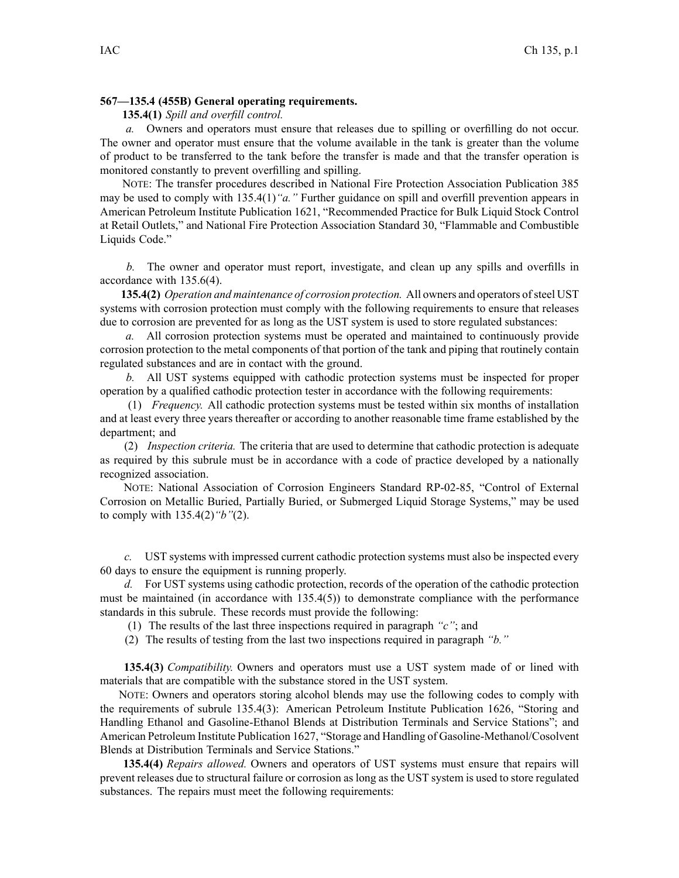**567—135.4 (455B) General operating requirements.**

**135.4(1)** *Spill and overfill control.*

*a.* Owners and operators must ensure that releases due to spilling or overfilling do not occur. The owner and operator must ensure that the volume available in the tank is greater than the volume of product to be transferred to the tank before the transfer is made and that the transfer operation is monitored constantly to prevent overfilling and spilling.

NOTE: The transfer procedures described in National Fire Protection Association Publication 385 may be used to comply with 135.4(1)*"a."* Further guidance on spill and overfill prevention appears in American Petroleum Institute Publication 1621, "Recommended Practice for Bulk Liquid Stock Control at Retail Outlets," and National Fire Protection Association Standard 30, "Flammable and Combustible Liquids Code."

*b.* The owner and operator must report, investigate, and clean up any spills and overfills in accordance with 135.6(4).

**135.4(2)** *Operation and maintenance of corrosion protection.* All owners and operators of steel UST systems with corrosion protection must comply with the following requirements to ensure that releases due to corrosion are prevented for as long as the UST system is used to store regulated substances:

*a.* All corrosion protection systems must be operated and maintained to continuously provide corrosion protection to the metal components of that portion of the tank and piping that routinely contain regulated substances and are in contact with the ground.

*b.* All UST systems equipped with cathodic protection systems must be inspected for proper operation by a qualified cathodic protection tester in accordance with the following requirements:

(1) *Frequency.* All cathodic protection systems must be tested within six months of installation and at least every three years thereafter or according to another reasonable time frame established by the department; and

(2) *Inspection criteria.* The criteria that are used to determine that cathodic protection is adequate as required by this subrule must be in accordance with a code of practice developed by a nationally recognized association.

NOTE: National Association of Corrosion Engineers Standard RP-02-85, "Control of External Corrosion on Metallic Buried, Partially Buried, or Submerged Liquid Storage Systems," may be used to comply with 135.4(2)*"b"*(2).

*c.* UST systems with impressed current cathodic protection systems must also be inspected every 60 days to ensure the equipment is running properly.

*d.* For UST systems using cathodic protection, records of the operation of the cathodic protection must be maintained (in accordance with 135.4(5)) to demonstrate compliance with the performance standards in this subrule. These records must provide the following:

(1) The results of the last three inspections required in paragraph *"c"*; and

(2) The results of testing from the last two inspections required in paragraph *"b."*

**135.4(3)** *Compatibility.* Owners and operators must use a UST system made of or lined with materials that are compatible with the substance stored in the UST system.

NOTE: Owners and operators storing alcohol blends may use the following codes to comply with the requirements of subrule 135.4(3): American Petroleum Institute Publication 1626, "Storing and Handling Ethanol and Gasoline-Ethanol Blends at Distribution Terminals and Service Stations"; and American Petroleum Institute Publication 1627, "Storage and Handling of Gasoline-Methanol/Cosolvent Blends at Distribution Terminals and Service Stations."

**135.4(4)** *Repairs allowed.* Owners and operators of UST systems must ensure that repairs will prevent releases due to structural failure or corrosion as long as the UST system is used to store regulated substances. The repairs must meet the following requirements: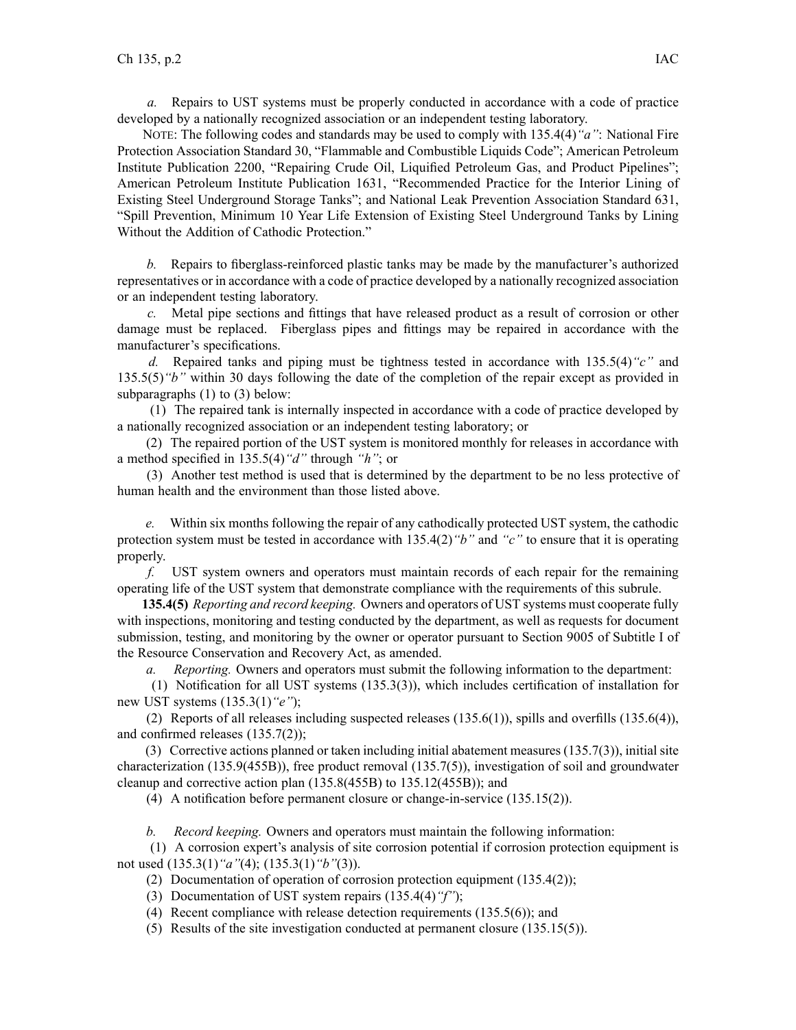*a.* Repairs to UST systems must be properly conducted in accordance with a code of practice developed by a nationally recognized association or an independent testing laboratory.

NOTE: The following codes and standards may be used to comply with 135.4(4)*"a"*: National Fire Protection Association Standard 30, "Flammable and Combustible Liquids Code"; American Petroleum Institute Publication 2200, "Repairing Crude Oil, Liquified Petroleum Gas, and Product Pipelines"; American Petroleum Institute Publication 1631, "Recommended Practice for the Interior Lining of Existing Steel Underground Storage Tanks"; and National Leak Prevention Association Standard 631, "Spill Prevention, Minimum 10 Year Life Extension of Existing Steel Underground Tanks by Lining Without the Addition of Cathodic Protection."

*b.* Repairs to fiberglass-reinforced plastic tanks may be made by the manufacturer's authorized representatives or in accordance with a code of practice developed by a nationally recognized association or an independent testing laboratory.

*c.* Metal pipe sections and fittings that have released product as a result of corrosion or other damage must be replaced. Fiberglass pipes and fittings may be repaired in accordance with the manufacturer's specifications.

*d.* Repaired tanks and piping must be tightness tested in accordance with 135.5(4)*"c"* and 135.5(5)*"b"* within 30 days following the date of the completion of the repair except as provided in subparagraphs (1) to (3) below:

(1) The repaired tank is internally inspected in accordance with a code of practice developed by a nationally recognized association or an independent testing laboratory; or

(2) The repaired portion of the UST system is monitored monthly for releases in accordance with a method specified in 135.5(4)*"d"* through *"h"*; or

(3) Another test method is used that is determined by the department to be no less protective of human health and the environment than those listed above.

*e.* Within six months following the repair of any cathodically protected UST system, the cathodic protection system must be tested in accordance with 135.4(2)*"b"* and *"c"* to ensure that it is operating properly.

*f.* UST system owners and operators must maintain records of each repair for the remaining operating life of the UST system that demonstrate compliance with the requirements of this subrule.

**135.4(5)** *Reporting and record keeping.* Owners and operators of UST systems must cooperate fully with inspections, monitoring and testing conducted by the department, as well as requests for document submission, testing, and monitoring by the owner or operator pursuant to Section 9005 of Subtitle I of the Resource Conservation and Recovery Act, as amended.

*a.* *Reporting.* Owners and operators must submit the following information to the department:

(1) Notification for all UST systems (135.3(3)), which includes certification of installation for new UST systems (135.3(1)*"e"*);

(2) Reports of all releases including suspected releases (135.6(1)), spills and overfills (135.6(4)), and confirmed releases (135.7(2));

(3) Corrective actions planned or taken including initial abatement measures (135.7(3)), initial site characterization (135.9(455B)), free product removal (135.7(5)), investigation of soil and groundwater cleanup and corrective action plan (135.8(455B) to 135.12(455B)); and

(4) A notification before permanent closure or change-in-service (135.15(2)).

*b.* *Record keeping.* Owners and operators must maintain the following information:

(1) A corrosion expert's analysis of site corrosion potential if corrosion protection equipment is not used (135.3(1)*"a"*(4); (135.3(1)*"b"*(3)).

(2) Documentation of operation of corrosion protection equipment (135.4(2));

(3) Documentation of UST system repairs (135.4(4)*"f"*);

(4) Recent compliance with release detection requirements (135.5(6)); and

(5) Results of the site investigation conducted at permanent closure (135.15(5)).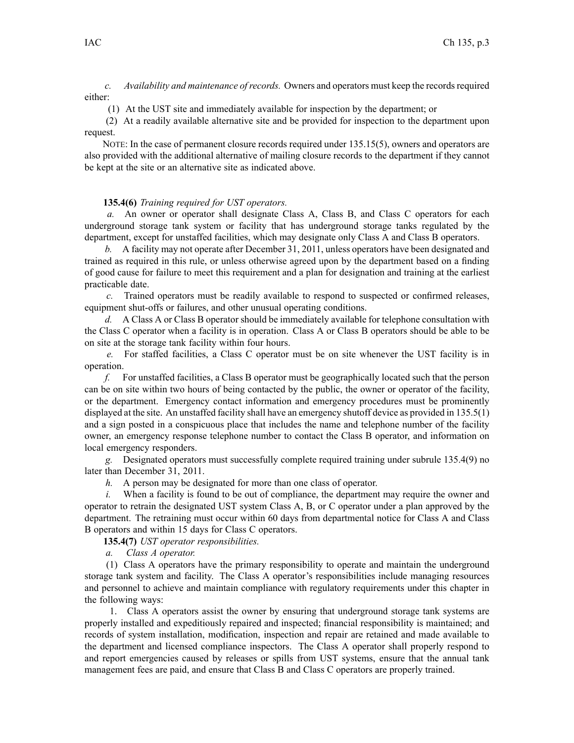*c. Availability and maintenance of records.* Owners and operators must keep the records required either:

(1) At the UST site and immediately available for inspection by the department; or

(2) At a readily available alternative site and be provided for inspection to the department upon request.

NOTE: In the case of permanent closure records required under 135.15(5), owners and operators are also provided with the additional alternative of mailing closure records to the department if they cannot be kept at the site or an alternative site as indicated above.

**135.4(6)** *Training required for UST operators.*

*a.* An owner or operator shall designate Class A, Class B, and Class C operators for each underground storage tank system or facility that has underground storage tanks regulated by the department, except for unstaffed facilities, which may designate only Class A and Class B operators.

*b.* A facility may not operate after December 31, 2011, unless operators have been designated and trained as required in this rule, or unless otherwise agreed upon by the department based on a finding of good cause for failure to meet this requirement and a plan for designation and training at the earliest practicable date.

*c.* Trained operators must be readily available to respond to suspected or confirmed releases, equipment shut-offs or failures, and other unusual operating conditions.

*d.* A Class A or Class B operator should be immediately available for telephone consultation with the Class C operator when a facility is in operation. Class A or Class B operators should be able to be on site at the storage tank facility within four hours.

*e.* For staffed facilities, a Class C operator must be on site whenever the UST facility is in operation.

*f.* For unstaffed facilities, a Class B operator must be geographically located such that the person can be on site within two hours of being contacted by the public, the owner or operator of the facility, or the department. Emergency contact information and emergency procedures must be prominently displayed at the site. An unstaffed facility shall have an emergency shutoff device as provided in 135.5(1) and a sign posted in a conspicuous place that includes the name and telephone number of the facility owner, an emergency response telephone number to contact the Class B operator, and information on local emergency responders.

*g.* Designated operators must successfully complete required training under subrule 135.4(9) no later than December 31, 2011.

*h.* A person may be designated for more than one class of operator.

*i.* When a facility is found to be out of compliance, the department may require the owner and operator to retrain the designated UST system Class A, B, or C operator under a plan approved by the department. The retraining must occur within 60 days from departmental notice for Class A and Class B operators and within 15 days for Class C operators.

**135.4(7)** *UST operator responsibilities.*

*a. Class A operator.*

(1) Class A operators have the primary responsibility to operate and maintain the underground storage tank system and facility. The Class A operator's responsibilities include managing resources and personnel to achieve and maintain compliance with regulatory requirements under this chapter in the following ways:

1. Class A operators assist the owner by ensuring that underground storage tank systems are properly installed and expeditiously repaired and inspected; financial responsibility is maintained; and records of system installation, modification, inspection and repair are retained and made available to the department and licensed compliance inspectors. The Class A operator shall properly respond to and report emergencies caused by releases or spills from UST systems, ensure that the annual tank management fees are paid, and ensure that Class B and Class C operators are properly trained.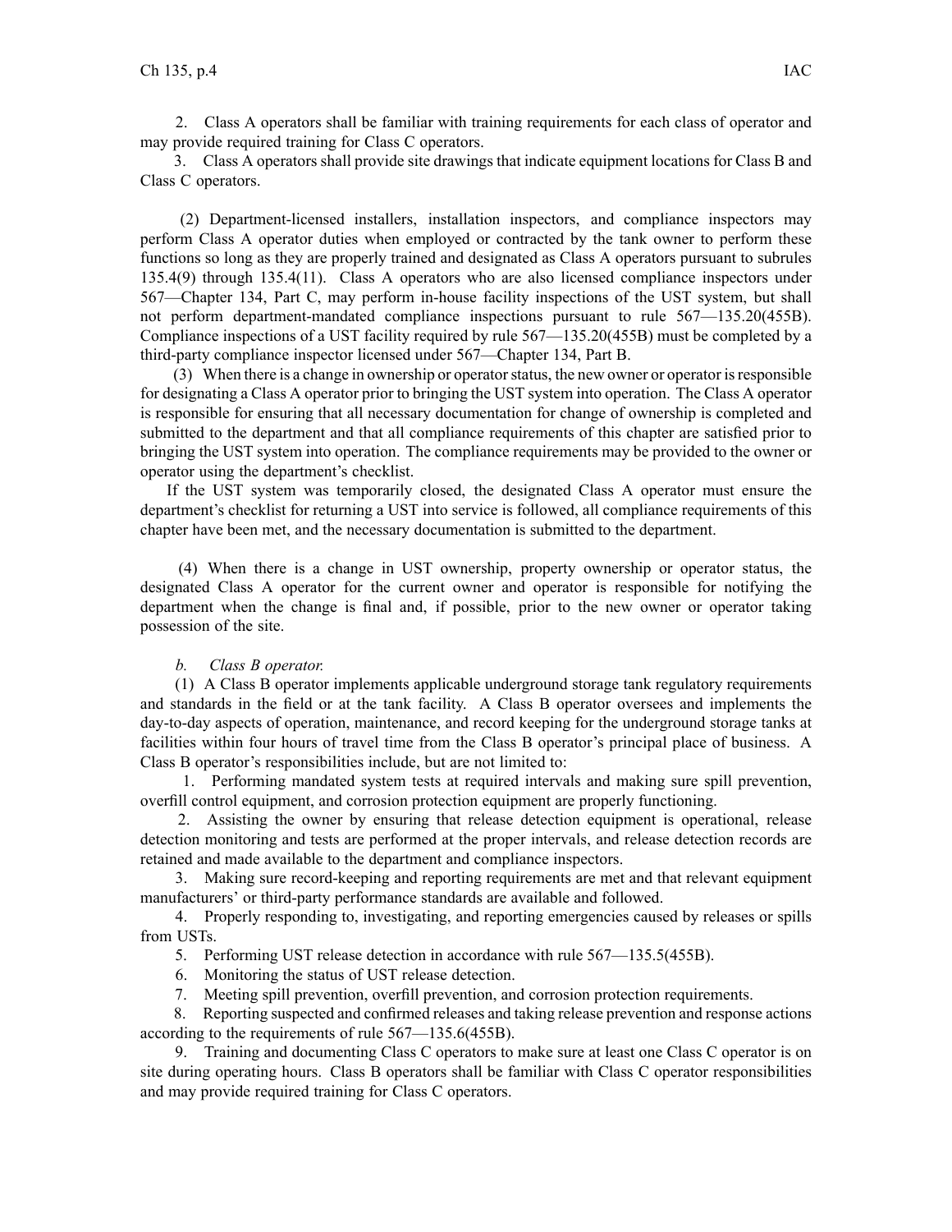2. Class A operators shall be familiar with training requirements for each class of operator and may provide required training for Class C operators.

3. Class A operators shall provide site drawings that indicate equipment locations for Class B and Class C operators.

(2) Department-licensed installers, installation inspectors, and compliance inspectors may perform Class A operator duties when employed or contracted by the tank owner to perform these functions so long as they are properly trained and designated as Class A operators pursuant to subrules 135.4(9) through 135.4(11). Class A operators who are also licensed compliance inspectors under 567—Chapter 134, Part C, may perform in-house facility inspections of the UST system, but shall not perform department-mandated compliance inspections pursuant to rule 567—135.20(455B). Compliance inspections of a UST facility required by rule 567—135.20(455B) must be completed by a third-party compliance inspector licensed under 567—Chapter 134, Part B.

(3) When there is a change in ownership or operator status, the new owner or operator is responsible for designating a Class A operator prior to bringing the UST system into operation. The Class A operator is responsible for ensuring that all necessary documentation for change of ownership is completed and submitted to the department and that all compliance requirements of this chapter are satisfied prior to bringing the UST system into operation. The compliance requirements may be provided to the owner or operator using the department's checklist.

If the UST system was temporarily closed, the designated Class A operator must ensure the department's checklist for returning a UST into service is followed, all compliance requirements of this chapter have been met, and the necessary documentation is submitted to the department.

(4) When there is a change in UST ownership, property ownership or operator status, the designated Class A operator for the current owner and operator is responsible for notifying the department when the change is final and, if possible, prior to the new owner or operator taking possession of the site.

*b. Class B operator.*

(1) A Class B operator implements applicable underground storage tank regulatory requirements and standards in the field or at the tank facility. A Class B operator oversees and implements the day-to-day aspects of operation, maintenance, and record keeping for the underground storage tanks at facilities within four hours of travel time from the Class B operator's principal place of business. A Class B operator's responsibilities include, but are not limited to:

1. Performing mandated system tests at required intervals and making sure spill prevention, overfill control equipment, and corrosion protection equipment are properly functioning.

2. Assisting the owner by ensuring that release detection equipment is operational, release detection monitoring and tests are performed at the proper intervals, and release detection records are retained and made available to the department and compliance inspectors.

3. Making sure record-keeping and reporting requirements are met and that relevant equipment manufacturers' or third-party performance standards are available and followed.

4. Properly responding to, investigating, and reporting emergencies caused by releases or spills from USTs.

5. Performing UST release detection in accordance with rule 567—135.5(455B).

6. Monitoring the status of UST release detection.

7. Meeting spill prevention, overfill prevention, and corrosion protection requirements.

8. Reporting suspected and confirmed releases and taking release prevention and response actions according to the requirements of rule 567—135.6(455B).

9. Training and documenting Class C operators to make sure at least one Class C operator is on site during operating hours. Class B operators shall be familiar with Class C operator responsibilities and may provide required training for Class C operators.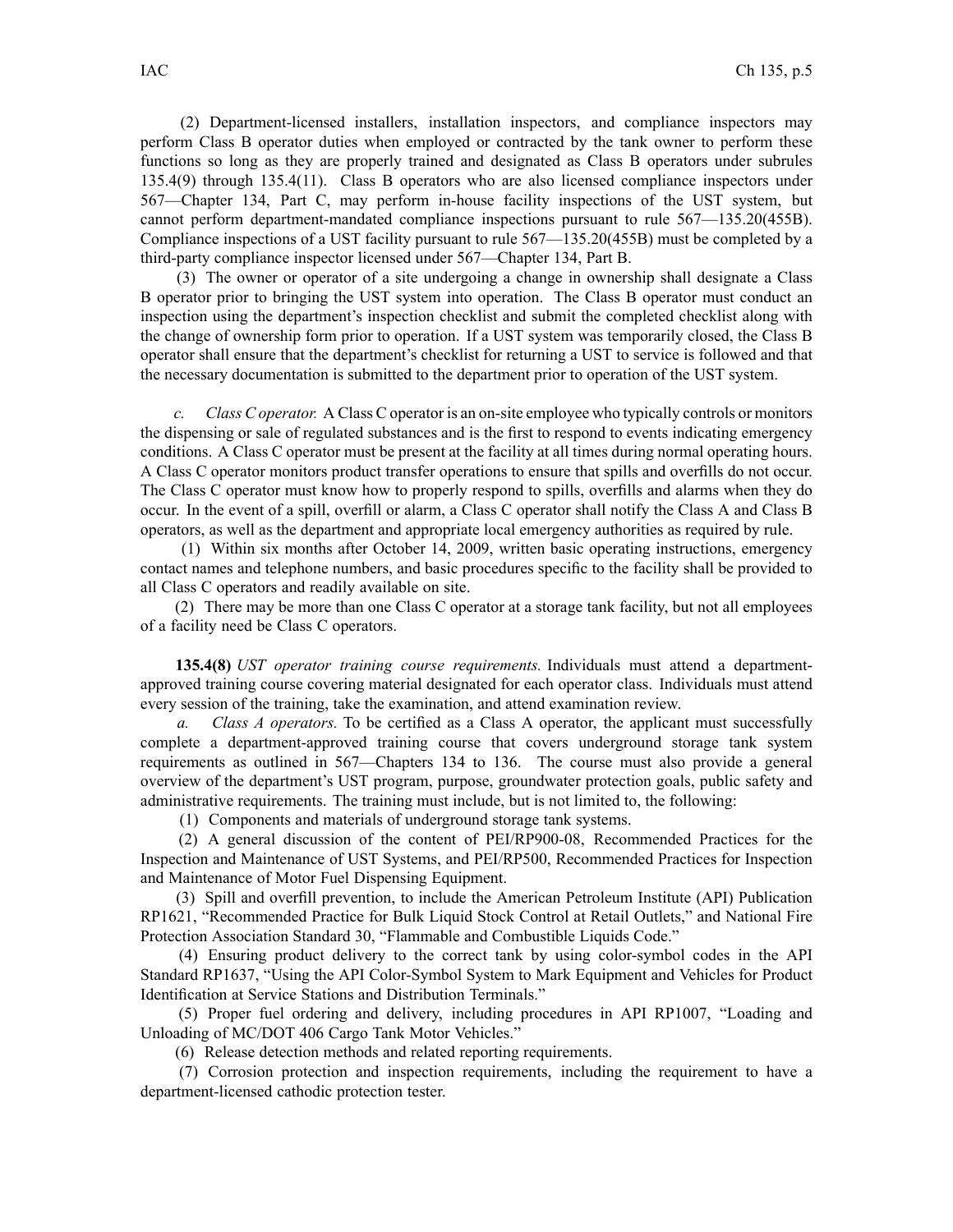(2) Department-licensed installers, installation inspectors, and compliance inspectors may perform Class B operator duties when employed or contracted by the tank owner to perform these functions so long as they are properly trained and designated as Class B operators under subrules 135.4(9) through 135.4(11). Class B operators who are also licensed compliance inspectors under 567—Chapter 134, Part C, may perform in-house facility inspections of the UST system, but cannot perform department-mandated compliance inspections pursuant to rule 567—135.20(455B). Compliance inspections of a UST facility pursuant to rule 567—135.20(455B) must be completed by a third-party compliance inspector licensed under 567—Chapter 134, Part B.

(3) The owner or operator of a site undergoing a change in ownership shall designate a Class B operator prior to bringing the UST system into operation. The Class B operator must conduct an inspection using the department's inspection checklist and submit the completed checklist along with the change of ownership form prior to operation. If a UST system was temporarily closed, the Class B operator shall ensure that the department's checklist for returning a UST to service is followed and that the necessary documentation is submitted to the department prior to operation of the UST system.

*c. Class C operator.* A Class C operator is an on-site employee who typically controls or monitors the dispensing or sale of regulated substances and is the first to respond to events indicating emergency conditions. A Class C operator must be present at the facility at all times during normal operating hours. A Class C operator monitors product transfer operations to ensure that spills and overfills do not occur. The Class C operator must know how to properly respond to spills, overfills and alarms when they do occur. In the event of a spill, overfill or alarm, a Class C operator shall notify the Class A and Class B operators, as well as the department and appropriate local emergency authorities as required by rule.

(1) Within six months after October 14, 2009, written basic operating instructions, emergency contact names and telephone numbers, and basic procedures specific to the facility shall be provided to all Class C operators and readily available on site.

(2) There may be more than one Class C operator at a storage tank facility, but not all employees of a facility need be Class C operators.

**135.4(8)** *UST operator training course requirements.* Individuals must attend a department-approved training course covering material designated for each operator class. Individuals must attend every session of the training, take the examination, and attend examination review.

*a. Class A operators.* To be certified as a Class A operator, the applicant must successfully complete a department-approved training course that covers underground storage tank system requirements as outlined in 567—Chapters 134 to 136. The course must also provide a general overview of the department's UST program, purpose, groundwater protection goals, public safety and administrative requirements. The training must include, but is not limited to, the following:

(1) Components and materials of underground storage tank systems.

(2) A general discussion of the content of PEI/RP900-08, Recommended Practices for the Inspection and Maintenance of UST Systems, and PEI/RP500, Recommended Practices for Inspection and Maintenance of Motor Fuel Dispensing Equipment.

(3) Spill and overfill prevention, to include the American Petroleum Institute (API) Publication RP1621, "Recommended Practice for Bulk Liquid Stock Control at Retail Outlets," and National Fire Protection Association Standard 30, "Flammable and Combustible Liquids Code."

(4) Ensuring product delivery to the correct tank by using color-symbol codes in the API Standard RP1637, "Using the API Color-Symbol System to Mark Equipment and Vehicles for Product Identification at Service Stations and Distribution Terminals."

(5) Proper fuel ordering and delivery, including procedures in API RP1007, "Loading and Unloading of MC/DOT 406 Cargo Tank Motor Vehicles."

(6) Release detection methods and related reporting requirements.

(7) Corrosion protection and inspection requirements, including the requirement to have a department-licensed cathodic protection tester.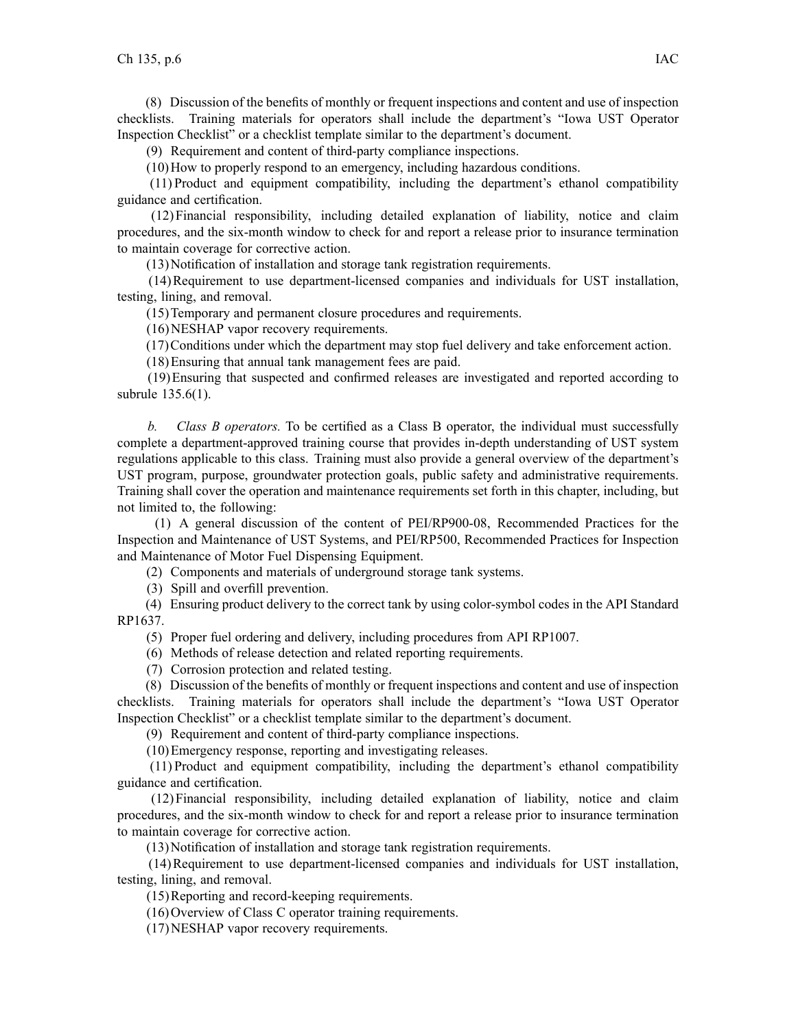(8) Discussion of the benefits of monthly or frequent inspections and content and use of inspection checklists. Training materials for operators shall include the department's "Iowa UST Operator Inspection Checklist" or a checklist template similar to the department's document.

(9) Requirement and content of third-party compliance inspections.

(10) How to properly respond to an emergency, including hazardous conditions.

(11) Product and equipment compatibility, including the department's ethanol compatibility guidance and certification.

(12) Financial responsibility, including detailed explanation of liability, notice and claim procedures, and the six-month window to check for and report a release prior to insurance termination to maintain coverage for corrective action.

(13) Notification of installation and storage tank registration requirements.

(14) Requirement to use department-licensed companies and individuals for UST installation, testing, lining, and removal.

(15) Temporary and permanent closure procedures and requirements.

(16) NESHAP vapor recovery requirements.

(17) Conditions under which the department may stop fuel delivery and take enforcement action.

(18) Ensuring that annual tank management fees are paid.

(19) Ensuring that suspected and confirmed releases are investigated and reported according to subrule 135.6(1).

*b. Class B operators.* To be certified as a Class B operator, the individual must successfully complete a department-approved training course that provides in-depth understanding of UST system regulations applicable to this class. Training must also provide a general overview of the department's UST program, purpose, groundwater protection goals, public safety and administrative requirements. Training shall cover the operation and maintenance requirements set forth in this chapter, including, but not limited to, the following:

(1) A general discussion of the content of PEI/RP900-08, Recommended Practices for the Inspection and Maintenance of UST Systems, and PEI/RP500, Recommended Practices for Inspection and Maintenance of Motor Fuel Dispensing Equipment.

(2) Components and materials of underground storage tank systems.

(3) Spill and overfill prevention.

(4) Ensuring product delivery to the correct tank by using color-symbol codes in the API Standard RP1637.

(5) Proper fuel ordering and delivery, including procedures from API RP1007.

(6) Methods of release detection and related reporting requirements.

(7) Corrosion protection and related testing.

(8) Discussion of the benefits of monthly or frequent inspections and content and use of inspection checklists. Training materials for operators shall include the department's "Iowa UST Operator Inspection Checklist" or a checklist template similar to the department's document.

(9) Requirement and content of third-party compliance inspections.

(10) Emergency response, reporting and investigating releases.

(11) Product and equipment compatibility, including the department's ethanol compatibility guidance and certification.

(12) Financial responsibility, including detailed explanation of liability, notice and claim procedures, and the six-month window to check for and report a release prior to insurance termination to maintain coverage for corrective action.

(13) Notification of installation and storage tank registration requirements.

(14) Requirement to use department-licensed companies and individuals for UST installation, testing, lining, and removal.

(15) Reporting and record-keeping requirements.

(16) Overview of Class C operator training requirements.

(17) NESHAP vapor recovery requirements.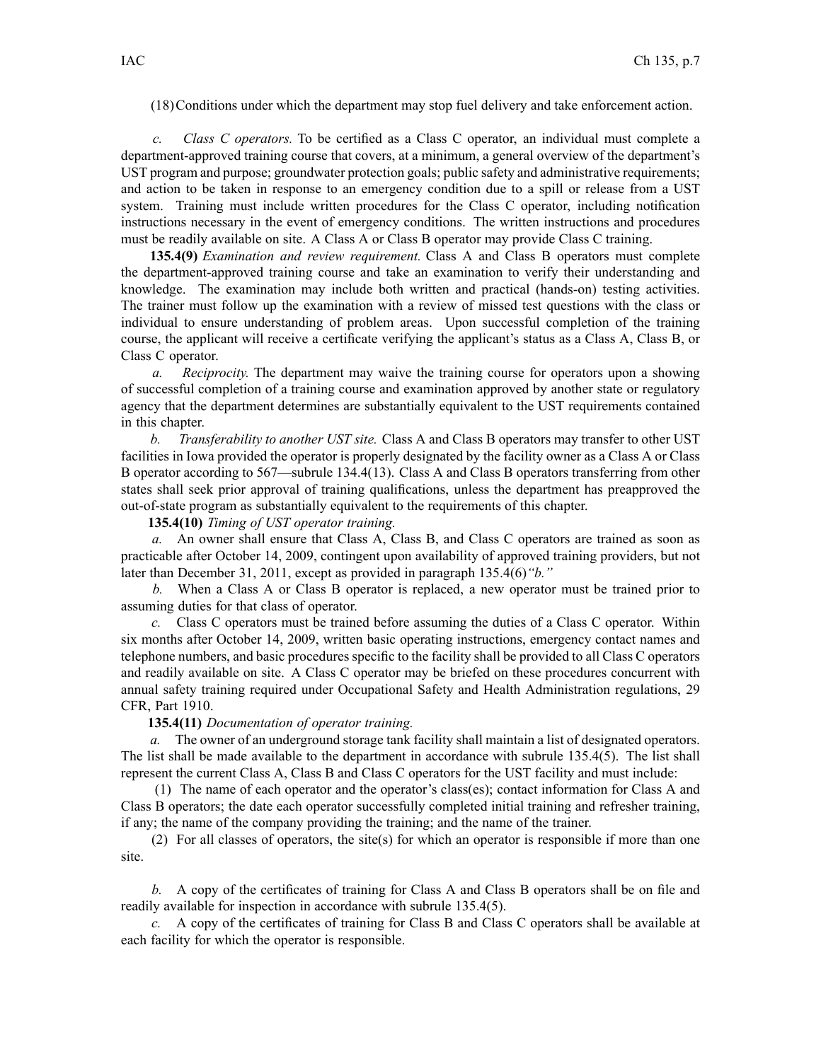(18) Conditions under which the department may stop fuel delivery and take enforcement action.

*c. Class C operators.* To be certified as a Class C operator, an individual must complete a department-approved training course that covers, at a minimum, a general overview of the department's UST program and purpose; groundwater protection goals; public safety and administrative requirements; and action to be taken in response to an emergency condition due to a spill or release from a UST system. Training must include written procedures for the Class C operator, including notification instructions necessary in the event of emergency conditions. The written instructions and procedures must be readily available on site. A Class A or Class B operator may provide Class C training.

**135.4(9)** *Examination and review requirement.* Class A and Class B operators must complete the department-approved training course and take an examination to verify their understanding and knowledge. The examination may include both written and practical (hands-on) testing activities. The trainer must follow up the examination with a review of missed test questions with the class or individual to ensure understanding of problem areas. Upon successful completion of the training course, the applicant will receive a certificate verifying the applicant's status as a Class A, Class B, or Class C operator.

*a. Reciprocity.* The department may waive the training course for operators upon a showing of successful completion of a training course and examination approved by another state or regulatory agency that the department determines are substantially equivalent to the UST requirements contained in this chapter.

*b. Transferability to another UST site.* Class A and Class B operators may transfer to other UST facilities in Iowa provided the operator is properly designated by the facility owner as a Class A or Class B operator according to 567—subrule 134.4(13). Class A and Class B operators transferring from other states shall seek prior approval of training qualifications, unless the department has preapproved the out-of-state program as substantially equivalent to the requirements of this chapter.

**135.4(10)** *Timing of UST operator training.*

*a.* An owner shall ensure that Class A, Class B, and Class C operators are trained as soon as practicable after October 14, 2009, contingent upon availability of approved training providers, but not later than December 31, 2011, except as provided in paragraph 135.4(6)*"b."*

*b.* When a Class A or Class B operator is replaced, a new operator must be trained prior to assuming duties for that class of operator.

*c.* Class C operators must be trained before assuming the duties of a Class C operator. Within six months after October 14, 2009, written basic operating instructions, emergency contact names and telephone numbers, and basic procedures specific to the facility shall be provided to all Class C operators and readily available on site. A Class C operator may be briefed on these procedures concurrent with annual safety training required under Occupational Safety and Health Administration regulations, 29 CFR, Part 1910.

**135.4(11)** *Documentation of operator training.*

*a.* The owner of an underground storage tank facility shall maintain a list of designated operators. The list shall be made available to the department in accordance with subrule 135.4(5). The list shall represent the current Class A, Class B and Class C operators for the UST facility and must include:

(1) The name of each operator and the operator's class(es); contact information for Class A and Class B operators; the date each operator successfully completed initial training and refresher training, if any; the name of the company providing the training; and the name of the trainer.

(2) For all classes of operators, the site(s) for which an operator is responsible if more than one site.

*b.* A copy of the certificates of training for Class A and Class B operators shall be on file and readily available for inspection in accordance with subrule 135.4(5).

*c.* A copy of the certificates of training for Class B and Class C operators shall be available at each facility for which the operator is responsible.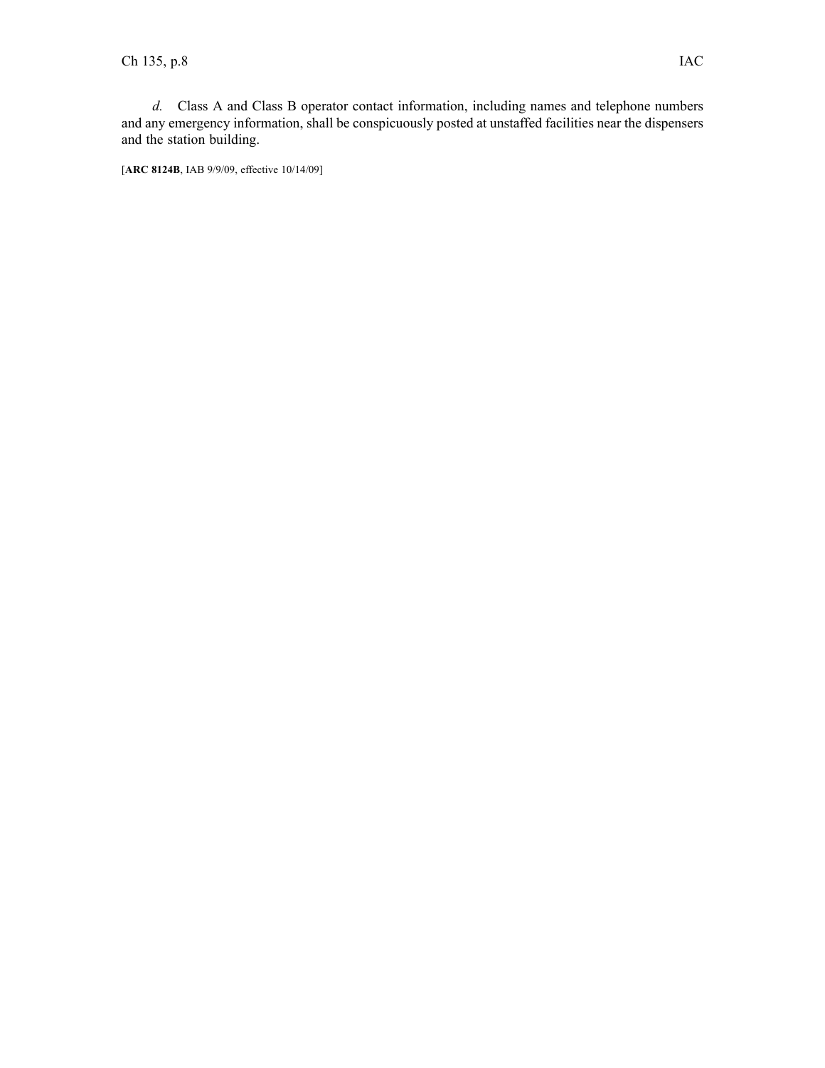*d.* Class A and Class B operator contact information, including names and telephone numbers and any emergency information, shall be conspicuously posted at unstaffed facilities near the dispensers and the station building.

[**ARC 8124B**, IAB 9/9/09, effective 10/14/09]